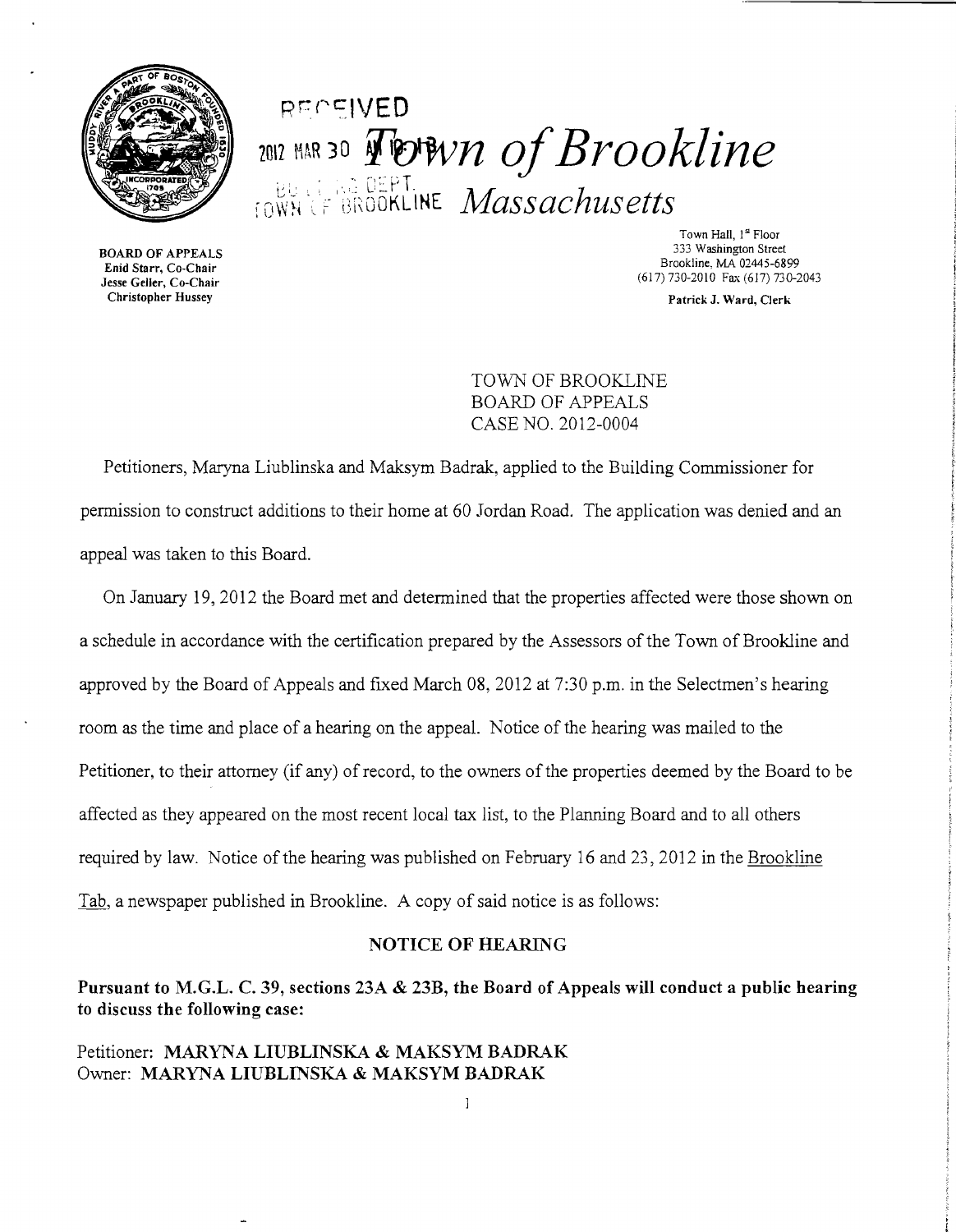# *Town of Brookline*

## *Massachusetts*

RECEIVED
2012 MAR 30
BUILDING DEPT.
TOWN OF BROOKLINE

BOARD OF APPEALS
Enid Starr, Co-Chair
Jesse Geller, Co-Chair
Christopher Hussey

Town Hall, 1st Floor
333 Washington Street
Brookline, MA 02445-6899
(617) 730-2010 Fax (617) 730-2043

Patrick J. Ward, Clerk

TOWN OF BROOKLINE
BOARD OF APPEALS
CASE NO. 2012-0004

Petitioners, Maryna Liublinska and Maksym Badrak, applied to the Building Commissioner for permission to construct additions to their home at 60 Jordan Road. The application was denied and an appeal was taken to this Board.

On January 19, 2012 the Board met and determined that the properties affected were those shown on a schedule in accordance with the certification prepared by the Assessors of the Town of Brookline and approved by the Board of Appeals and fixed March 08, 2012 at 7:30 p.m. in the Selectmen's hearing room as the time and place of a hearing on the appeal. Notice of the hearing was mailed to the Petitioner, to their attorney (if any) of record, to the owners of the properties deemed by the Board to be affected as they appeared on the most recent local tax list, to the Planning Board and to all others required by law. Notice of the hearing was published on February 16 and 23, 2012 in the Brookline Tab, a newspaper published in Brookline. A copy of said notice is as follows:

**NOTICE OF HEARING**

**Pursuant to M.G.L. C. 39, sections 23A & 23B, the Board of Appeals will conduct a public hearing to discuss the following case:**

Petitioner: **MARYNA LIUBLINSKA & MAKSYM BADRAK**
Owner: **MARYNA LIUBLINSKA & MAKSYM BADRAK**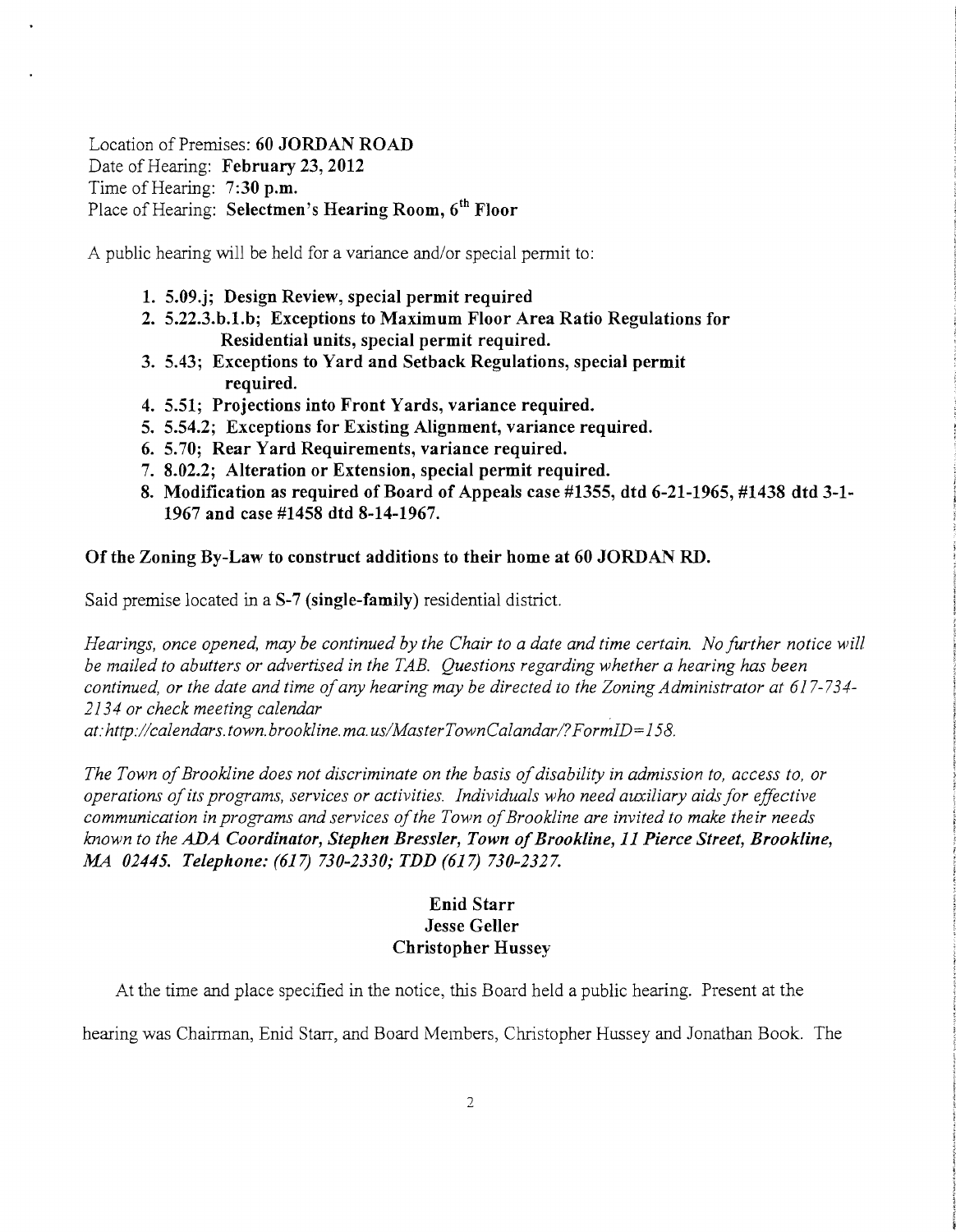Location of Premises: **60 JORDAN ROAD**
Date of Hearing: **February 23, 2012**
Time of Hearing: **7:30 p.m.**
Place of Hearing: **Selectmen's Hearing Room, 6th Floor**

A public hearing will be held for a variance and/or special permit to:

1. **5.09.j; Design Review, special permit required**
2. **5.22.3.b.1.b; Exceptions to Maximum Floor Area Ratio Regulations for Residential units, special permit required.**
3. **5.43; Exceptions to Yard and Setback Regulations, special permit required.**
4. **5.51; Projections into Front Yards, variance required.**
5. **5.54.2; Exceptions for Existing Alignment, variance required.**
6. **5.70; Rear Yard Requirements, variance required.**
7. **8.02.2; Alteration or Extension, special permit required.**
8. **Modification as required of Board of Appeals case #1355, dtd 6-21-1965, #1438 dtd 3-1-1967 and case #1458 dtd 8-14-1967.**

**Of the Zoning By-Law to construct additions to their home at 60 JORDAN RD.**

Said premise located in a **S-7 (single-family)** residential district.

*Hearings, once opened, may be continued by the Chair to a date and time certain. No further notice will be mailed to abutters or advertised in the TAB. Questions regarding whether a hearing has been continued, or the date and time of any hearing may be directed to the Zoning Administrator at 617-734-2134 or check meeting calendar at:http://calendars.town.brookline.ma.us/MasterTownCalandar/?FormID=158.*

*The Town of Brookline does not discriminate on the basis of disability in admission to, access to, or operations of its programs, services or activities. Individuals who need auxiliary aids for effective communication in programs and services of the Town of Brookline are invited to make their needs known to the* ***ADA Coordinator, Stephen Bressler, Town of Brookline, 11 Pierce Street, Brookline, MA 02445. Telephone: (617) 730-2330; TDD (617) 730-2327.***

**Enid Starr**
**Jesse Geller**
**Christopher Hussey**

At the time and place specified in the notice, this Board held a public hearing. Present at the hearing was Chairman, Enid Starr, and Board Members, Christopher Hussey and Jonathan Book. The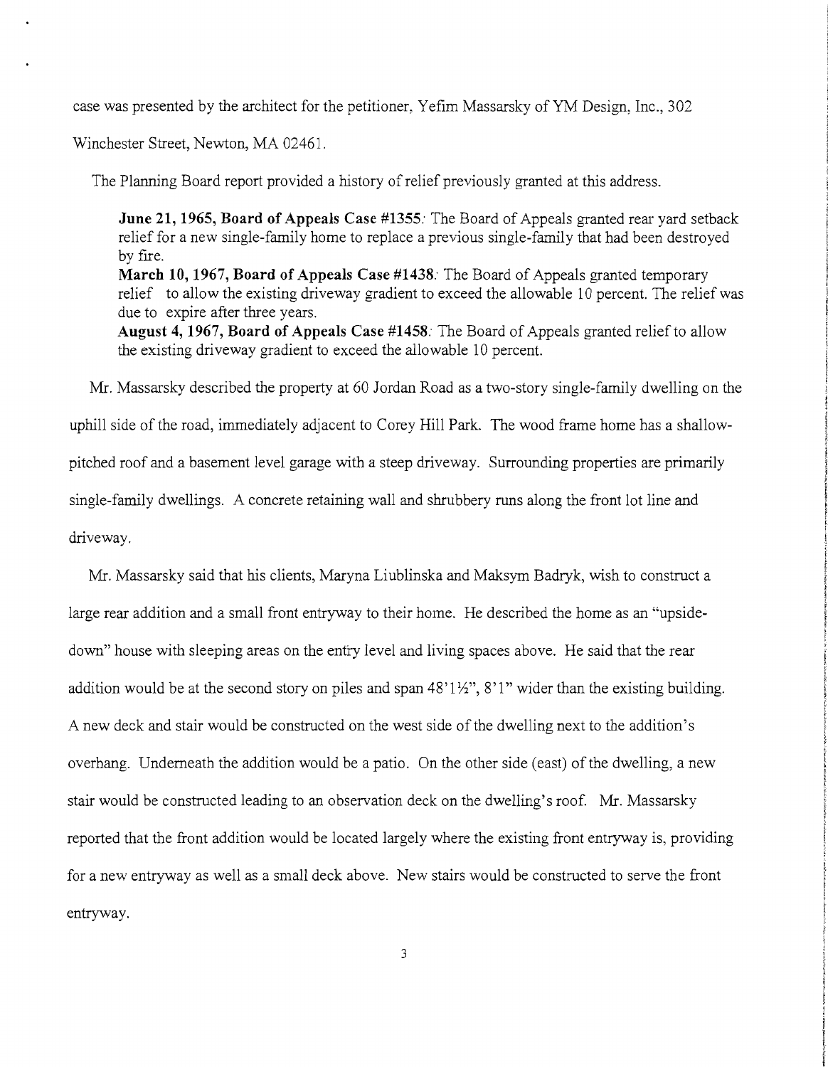case was presented by the architect for the petitioner, Yefim Massarsky of YM Design, Inc., 302 Winchester Street, Newton, MA 02461.

The Planning Board report provided a history of relief previously granted at this address.

> **June 21, 1965, Board of Appeals Case #1355**: The Board of Appeals granted rear yard setback relief for a new single-family home to replace a previous single-family that had been destroyed by fire.
> **March 10, 1967, Board of Appeals Case #1438**: The Board of Appeals granted temporary relief to allow the existing driveway gradient to exceed the allowable 10 percent. The relief was due to expire after three years.
> **August 4, 1967, Board of Appeals Case #1458**: The Board of Appeals granted relief to allow the existing driveway gradient to exceed the allowable 10 percent.

Mr. Massarsky described the property at 60 Jordan Road as a two-story single-family dwelling on the uphill side of the road, immediately adjacent to Corey Hill Park. The wood frame home has a shallow-pitched roof and a basement level garage with a steep driveway. Surrounding properties are primarily single-family dwellings. A concrete retaining wall and shrubbery runs along the front lot line and driveway.

Mr. Massarsky said that his clients, Maryna Liublinska and Maksym Badryk, wish to construct a large rear addition and a small front entryway to their home. He described the home as an "upside-down" house with sleeping areas on the entry level and living spaces above. He said that the rear addition would be at the second story on piles and span 48'1½", 8'1" wider than the existing building. A new deck and stair would be constructed on the west side of the dwelling next to the addition's overhang. Underneath the addition would be a patio. On the other side (east) of the dwelling, a new stair would be constructed leading to an observation deck on the dwelling's roof. Mr. Massarsky reported that the front addition would be located largely where the existing front entryway is, providing for a new entryway as well as a small deck above. New stairs would be constructed to serve the front entryway.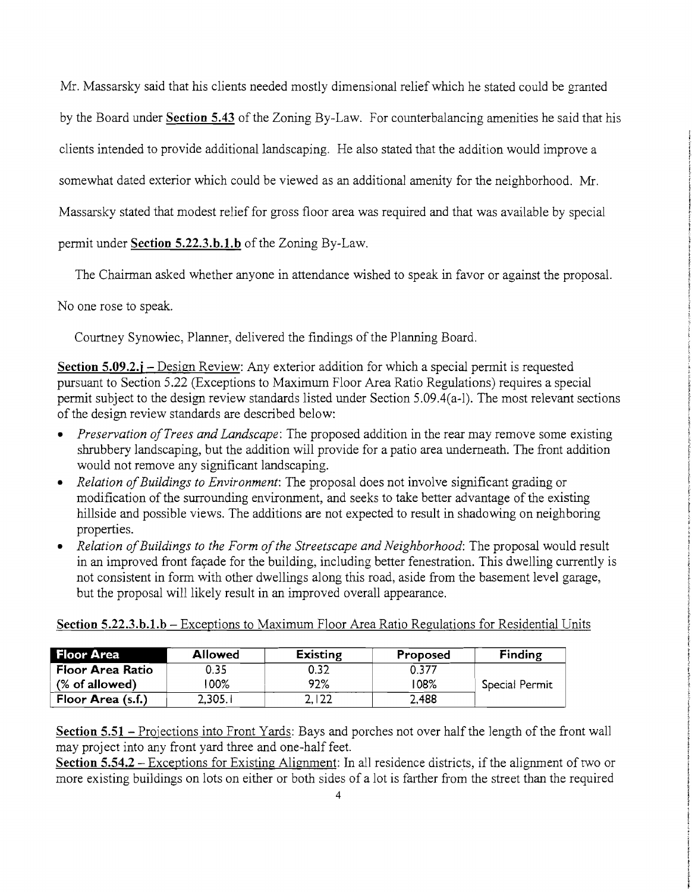Mr. Massarsky said that his clients needed mostly dimensional relief which he stated could be granted by the Board under **Section 5.43** of the Zoning By-Law. For counterbalancing amenities he said that his clients intended to provide additional landscaping. He also stated that the addition would improve a somewhat dated exterior which could be viewed as an additional amenity for the neighborhood. Mr. Massarsky stated that modest relief for gross floor area was required and that was available by special permit under **Section 5.22.3.b.1.b** of the Zoning By-Law.

The Chairman asked whether anyone in attendance wished to speak in favor or against the proposal. No one rose to speak.

Courtney Synowiec, Planner, delivered the findings of the Planning Board.

**Section 5.09.2.j** – Design Review: Any exterior addition for which a special permit is requested pursuant to Section 5.22 (Exceptions to Maximum Floor Area Ratio Regulations) requires a special permit subject to the design review standards listed under Section 5.09.4(a-l). The most relevant sections of the design review standards are described below:

- *Preservation of Trees and Landscape*: The proposed addition in the rear may remove some existing shrubbery landscaping, but the addition will provide for a patio area underneath. The front addition would not remove any significant landscaping.
- *Relation of Buildings to Environment*: The proposal does not involve significant grading or modification of the surrounding environment, and seeks to take better advantage of the existing hillside and possible views. The additions are not expected to result in shadowing on neighboring properties.
- *Relation of Buildings to the Form of the Streetscape and Neighborhood*: The proposal would result in an improved front façade for the building, including better fenestration. This dwelling currently is not consistent in form with other dwellings along this road, aside from the basement level garage, but the proposal will likely result in an improved overall appearance.

**Section 5.22.3.b.1.b** – Exceptions to Maximum Floor Area Ratio Regulations for Residential Units

| Floor Area | Allowed | Existing | Proposed | Finding |
|---|---|---|---|---|
| Floor Area Ratio | 0.35 | 0.32 | 0.377 | Special Permit |
| (% of allowed) | 100% | 92% | 108% | |
| Floor Area (s.f.) | 2,305.1 | 2,122 | 2,488 | |

**Section 5.51** – Projections into Front Yards: Bays and porches not over half the length of the front wall may project into any front yard three and one-half feet.

**Section 5.54.2** – Exceptions for Existing Alignment: In all residence districts, if the alignment of two or more existing buildings on lots on either or both sides of a lot is farther from the street than the required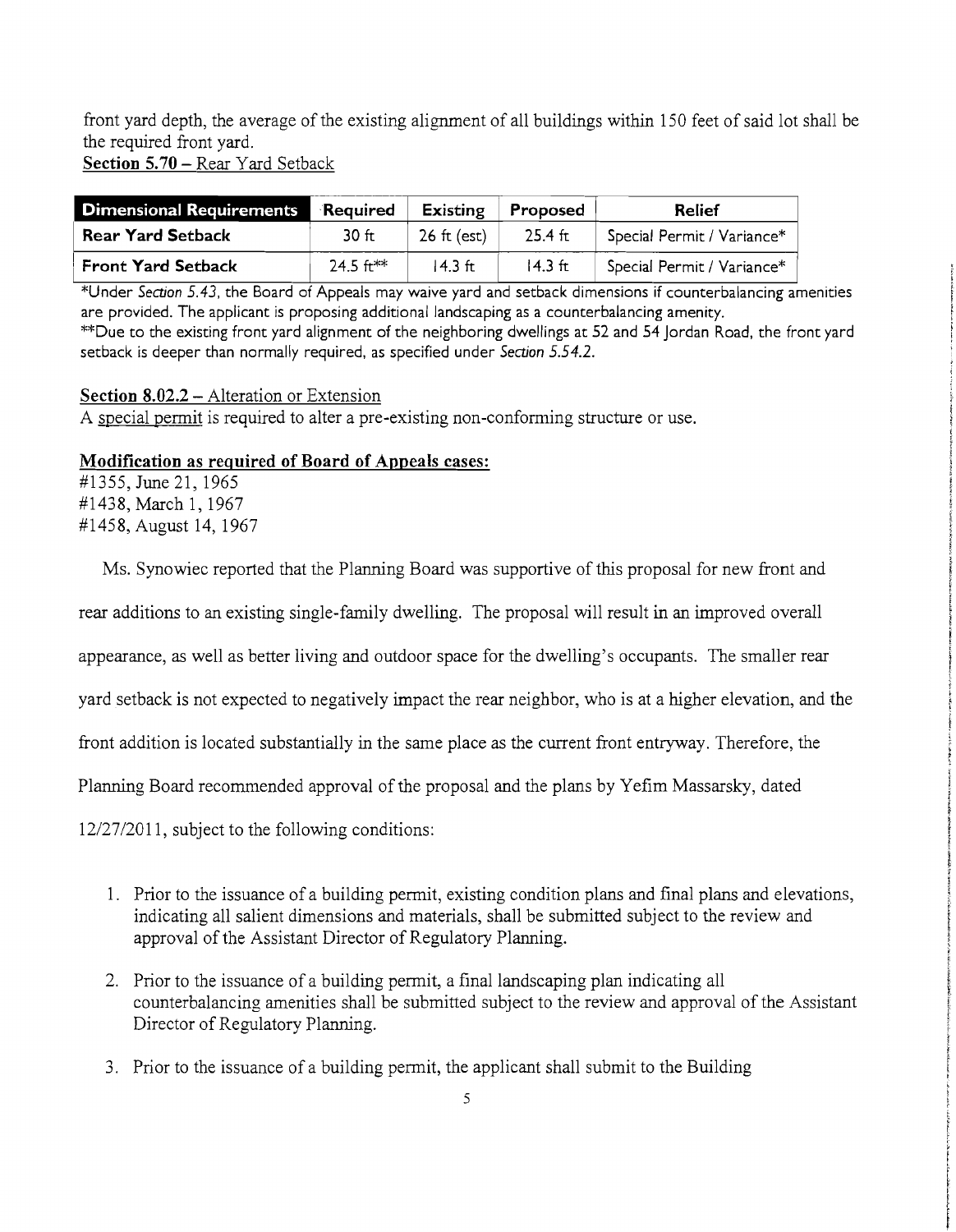front yard depth, the average of the existing alignment of all buildings within 150 feet of said lot shall be the required front yard.

**Section 5.70** – Rear Yard Setback

| Dimensional Requirements | Required | Existing | Proposed | Relief |
|---|---|---|---|---|
| Rear Yard Setback | 30 ft | 26 ft (est) | 25.4 ft | Special Permit / Variance* |
| Front Yard Setback | 24.5 ft** | 14.3 ft | 14.3 ft | Special Permit / Variance* |

*Under *Section 5.43*, the Board of Appeals may waive yard and setback dimensions if counterbalancing amenities are provided. The applicant is proposing additional landscaping as a counterbalancing amenity.

**Due to the existing front yard alignment of the neighboring dwellings at 52 and 54 Jordan Road, the front yard setback is deeper than normally required, as specified under *Section 5.54.2*.

**Section 8.02.2** – Alteration or Extension

A special permit is required to alter a pre-existing non-conforming structure or use.

**Modification as required of Board of Appeals cases:**

#1355, June 21, 1965
#1438, March 1, 1967
#1458, August 14, 1967

Ms. Synowiec reported that the Planning Board was supportive of this proposal for new front and rear additions to an existing single-family dwelling. The proposal will result in an improved overall appearance, as well as better living and outdoor space for the dwelling's occupants. The smaller rear yard setback is not expected to negatively impact the rear neighbor, who is at a higher elevation, and the front addition is located substantially in the same place as the current front entryway. Therefore, the Planning Board recommended approval of the proposal and the plans by Yefim Massarsky, dated 12/27/2011, subject to the following conditions:

1. Prior to the issuance of a building permit, existing condition plans and final plans and elevations, indicating all salient dimensions and materials, shall be submitted subject to the review and approval of the Assistant Director of Regulatory Planning.

2. Prior to the issuance of a building permit, a final landscaping plan indicating all counterbalancing amenities shall be submitted subject to the review and approval of the Assistant Director of Regulatory Planning.

3. Prior to the issuance of a building permit, the applicant shall submit to the Building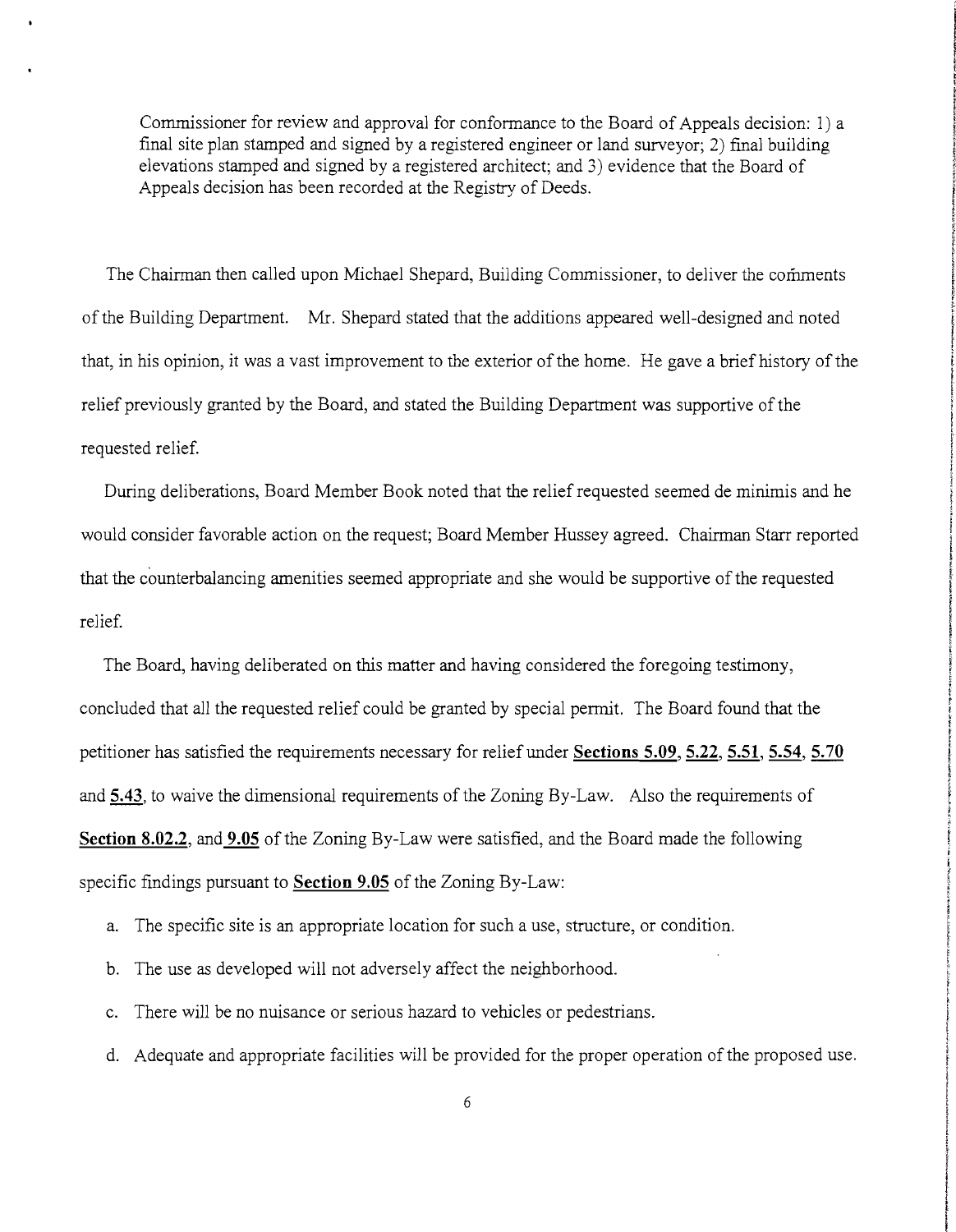Commissioner for review and approval for conformance to the Board of Appeals decision: 1) a final site plan stamped and signed by a registered engineer or land surveyor; 2) final building elevations stamped and signed by a registered architect; and 3) evidence that the Board of Appeals decision has been recorded at the Registry of Deeds.

The Chairman then called upon Michael Shepard, Building Commissioner, to deliver the comments of the Building Department. Mr. Shepard stated that the additions appeared well-designed and noted that, in his opinion, it was a vast improvement to the exterior of the home. He gave a brief history of the relief previously granted by the Board, and stated the Building Department was supportive of the requested relief.

During deliberations, Board Member Book noted that the relief requested seemed de minimis and he would consider favorable action on the request; Board Member Hussey agreed. Chairman Starr reported that the counterbalancing amenities seemed appropriate and she would be supportive of the requested relief.

The Board, having deliberated on this matter and having considered the foregoing testimony, concluded that all the requested relief could be granted by special permit. The Board found that the petitioner has satisfied the requirements necessary for relief under **Sections 5.09**, **5.22**, **5.51**, **5.54**, **5.70** and **5.43**, to waive the dimensional requirements of the Zoning By-Law. Also the requirements of **Section 8.02.2**, and **9.05** of the Zoning By-Law were satisfied, and the Board made the following specific findings pursuant to **Section 9.05** of the Zoning By-Law:

a. The specific site is an appropriate location for such a use, structure, or condition.

b. The use as developed will not adversely affect the neighborhood.

c. There will be no nuisance or serious hazard to vehicles or pedestrians.

d. Adequate and appropriate facilities will be provided for the proper operation of the proposed use.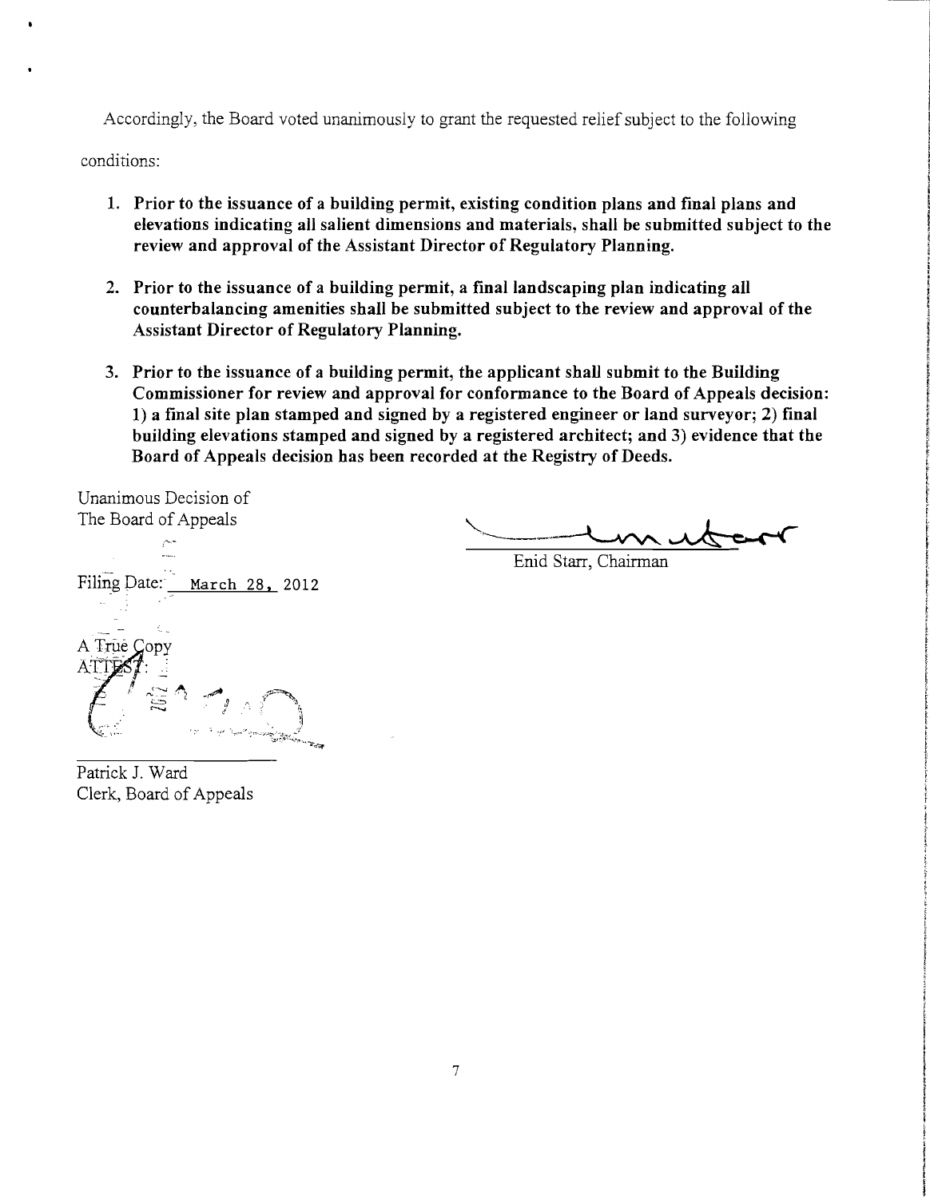Accordingly, the Board voted unanimously to grant the requested relief subject to the following conditions:

1. **Prior to the issuance of a building permit, existing condition plans and final plans and elevations indicating all salient dimensions and materials, shall be submitted subject to the review and approval of the Assistant Director of Regulatory Planning.**

2. **Prior to the issuance of a building permit, a final landscaping plan indicating all counterbalancing amenities shall be submitted subject to the review and approval of the Assistant Director of Regulatory Planning.**

3. **Prior to the issuance of a building permit, the applicant shall submit to the Building Commissioner for review and approval for conformance to the Board of Appeals decision: 1) a final site plan stamped and signed by a registered engineer or land surveyor; 2) final building elevations stamped and signed by a registered architect; and 3) evidence that the Board of Appeals decision has been recorded at the Registry of Deeds.**

Unanimous Decision of
The Board of Appeals

Enid Starr, Chairman

Filing Date: March 28, 2012

A True Copy
ATTEST:

Patrick J. Ward
Clerk, Board of Appeals